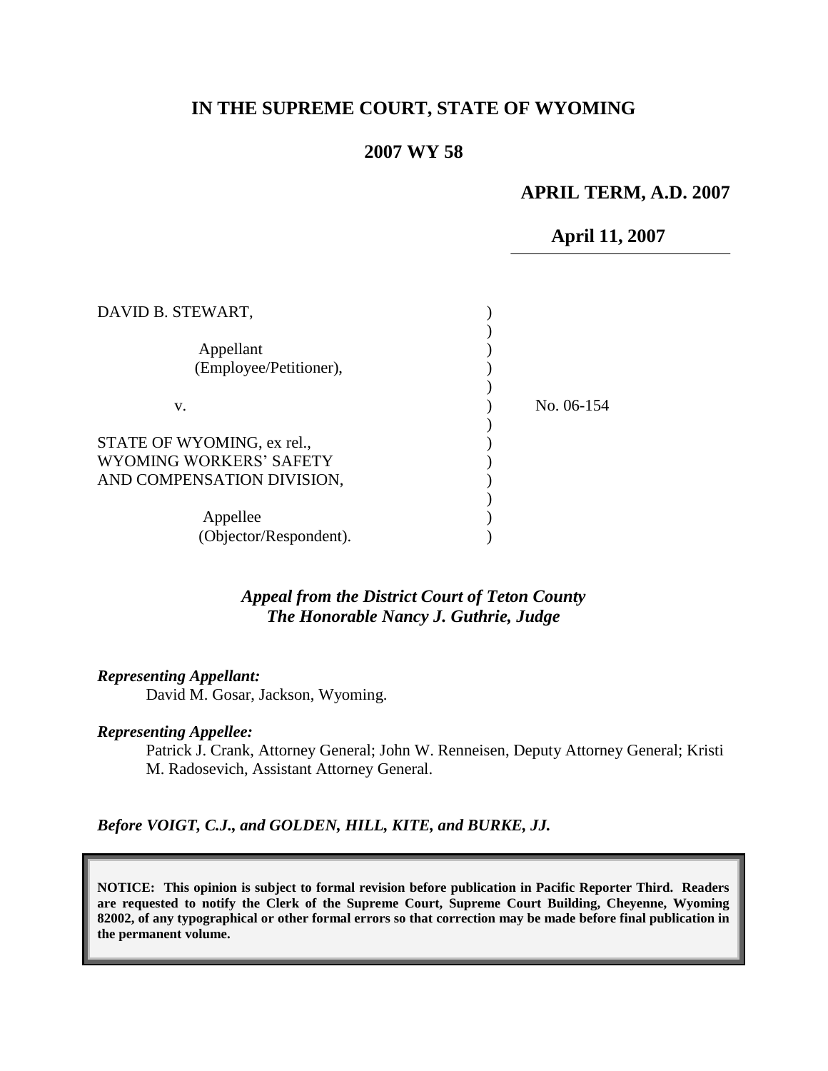# IN THE SUPREME COURT, STATE OF WYOMING

## 2007 WY 58

**APRIL TERM, A.D. 2007**

**April 11, 2007**

DAVID B. STEWART,

Appellant
(Employee/Petitioner),

v.

No. 06-154

STATE OF WYOMING, ex rel.,
WYOMING WORKERS' SAFETY
AND COMPENSATION DIVISION,

Appellee
(Objector/Respondent).

***Appeal from the District Court of Teton County***
***The Honorable Nancy J. Guthrie, Judge***

***Representing Appellant:***

David M. Gosar, Jackson, Wyoming.

***Representing Appellee:***

Patrick J. Crank, Attorney General; John W. Renneisen, Deputy Attorney General; Kristi M. Radosevich, Assistant Attorney General.

***Before VOIGT, C.J., and GOLDEN, HILL, KITE, and BURKE, JJ.***

**NOTICE: This opinion is subject to formal revision before publication in Pacific Reporter Third. Readers are requested to notify the Clerk of the Supreme Court, Supreme Court Building, Cheyenne, Wyoming 82002, of any typographical or other formal errors so that correction may be made before final publication in the permanent volume.**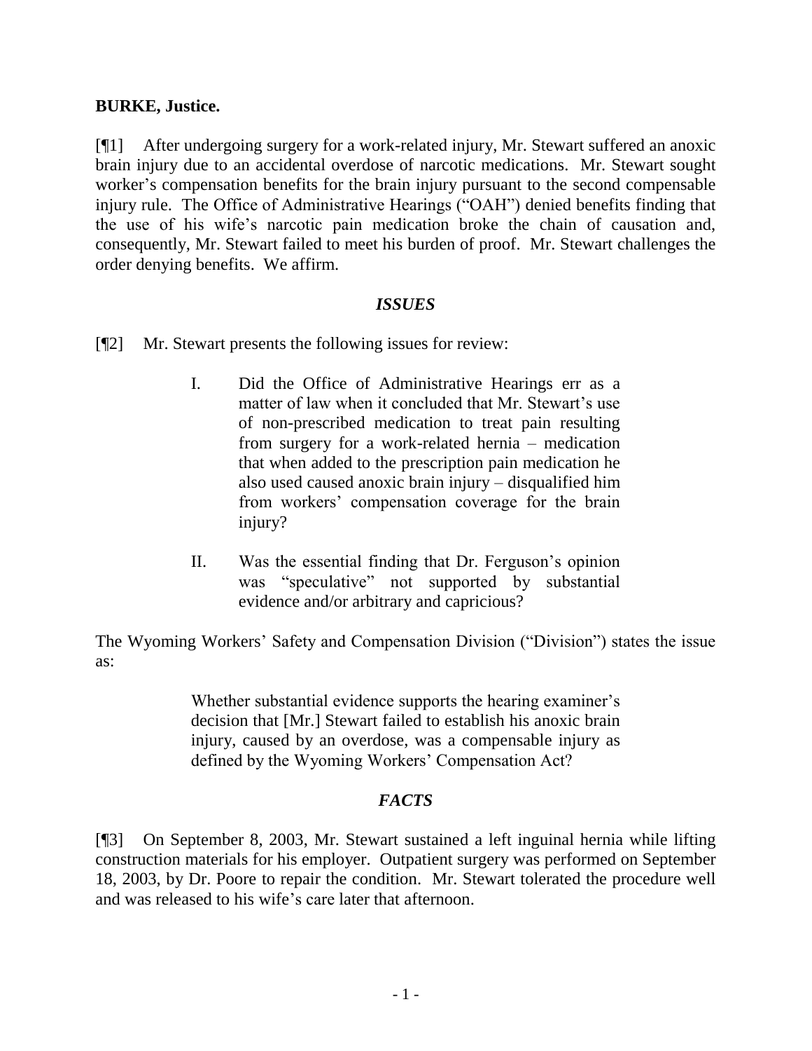**BURKE, Justice.**

[¶1] After undergoing surgery for a work-related injury, Mr. Stewart suffered an anoxic brain injury due to an accidental overdose of narcotic medications. Mr. Stewart sought worker's compensation benefits for the brain injury pursuant to the second compensable injury rule. The Office of Administrative Hearings ("OAH") denied benefits finding that the use of his wife's narcotic pain medication broke the chain of causation and, consequently, Mr. Stewart failed to meet his burden of proof. Mr. Stewart challenges the order denying benefits. We affirm.

### *ISSUES*

[¶2] Mr. Stewart presents the following issues for review:

> I. Did the Office of Administrative Hearings err as a matter of law when it concluded that Mr. Stewart's use of non-prescribed medication to treat pain resulting from surgery for a work-related hernia – medication that when added to the prescription pain medication he also used caused anoxic brain injury – disqualified him from workers' compensation coverage for the brain injury?
>
> II. Was the essential finding that Dr. Ferguson's opinion was "speculative" not supported by substantial evidence and/or arbitrary and capricious?

The Wyoming Workers' Safety and Compensation Division ("Division") states the issue as:

> Whether substantial evidence supports the hearing examiner's decision that [Mr.] Stewart failed to establish his anoxic brain injury, caused by an overdose, was a compensable injury as defined by the Wyoming Workers' Compensation Act?

### *FACTS*

[¶3] On September 8, 2003, Mr. Stewart sustained a left inguinal hernia while lifting construction materials for his employer. Outpatient surgery was performed on September 18, 2003, by Dr. Poore to repair the condition. Mr. Stewart tolerated the procedure well and was released to his wife's care later that afternoon.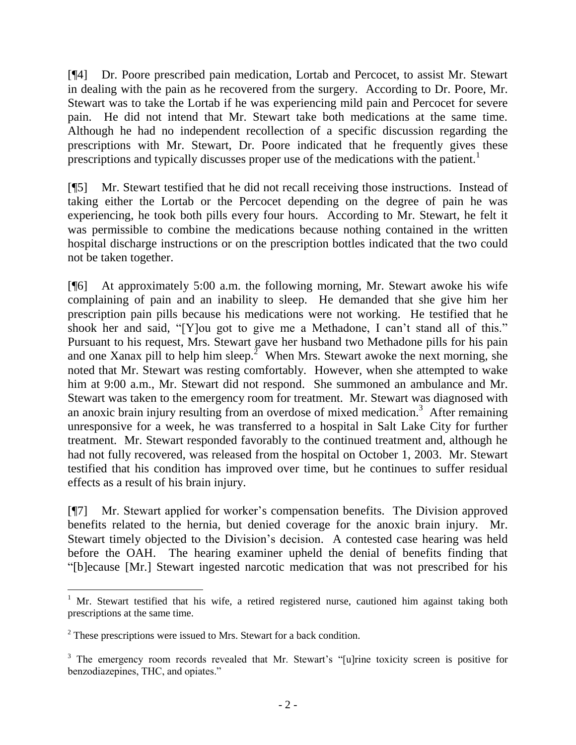[¶4] Dr. Poore prescribed pain medication, Lortab and Percocet, to assist Mr. Stewart in dealing with the pain as he recovered from the surgery. According to Dr. Poore, Mr. Stewart was to take the Lortab if he was experiencing mild pain and Percocet for severe pain. He did not intend that Mr. Stewart take both medications at the same time. Although he had no independent recollection of a specific discussion regarding the prescriptions with Mr. Stewart, Dr. Poore indicated that he frequently gives these prescriptions and typically discusses proper use of the medications with the patient.[1]

[¶5] Mr. Stewart testified that he did not recall receiving those instructions. Instead of taking either the Lortab or the Percocet depending on the degree of pain he was experiencing, he took both pills every four hours. According to Mr. Stewart, he felt it was permissible to combine the medications because nothing contained in the written hospital discharge instructions or on the prescription bottles indicated that the two could not be taken together.

[¶6] At approximately 5:00 a.m. the following morning, Mr. Stewart awoke his wife complaining of pain and an inability to sleep. He demanded that she give him her prescription pain pills because his medications were not working. He testified that he shook her and said, "[Y]ou got to give me a Methadone, I can't stand all of this." Pursuant to his request, Mrs. Stewart gave her husband two Methadone pills for his pain and one Xanax pill to help him sleep.[2] When Mrs. Stewart awoke the next morning, she noted that Mr. Stewart was resting comfortably. However, when she attempted to wake him at 9:00 a.m., Mr. Stewart did not respond. She summoned an ambulance and Mr. Stewart was taken to the emergency room for treatment. Mr. Stewart was diagnosed with an anoxic brain injury resulting from an overdose of mixed medication.[3] After remaining unresponsive for a week, he was transferred to a hospital in Salt Lake City for further treatment. Mr. Stewart responded favorably to the continued treatment and, although he had not fully recovered, was released from the hospital on October 1, 2003. Mr. Stewart testified that his condition has improved over time, but he continues to suffer residual effects as a result of his brain injury.

[¶7] Mr. Stewart applied for worker's compensation benefits. The Division approved benefits related to the hernia, but denied coverage for the anoxic brain injury. Mr. Stewart timely objected to the Division's decision. A contested case hearing was held before the OAH. The hearing examiner upheld the denial of benefits finding that "[b]ecause [Mr.] Stewart ingested narcotic medication that was not prescribed for his

---

[1] Mr. Stewart testified that his wife, a retired registered nurse, cautioned him against taking both prescriptions at the same time.

[2] These prescriptions were issued to Mrs. Stewart for a back condition.

[3] The emergency room records revealed that Mr. Stewart's "[u]rine toxicity screen is positive for benzodiazepines, THC, and opiates."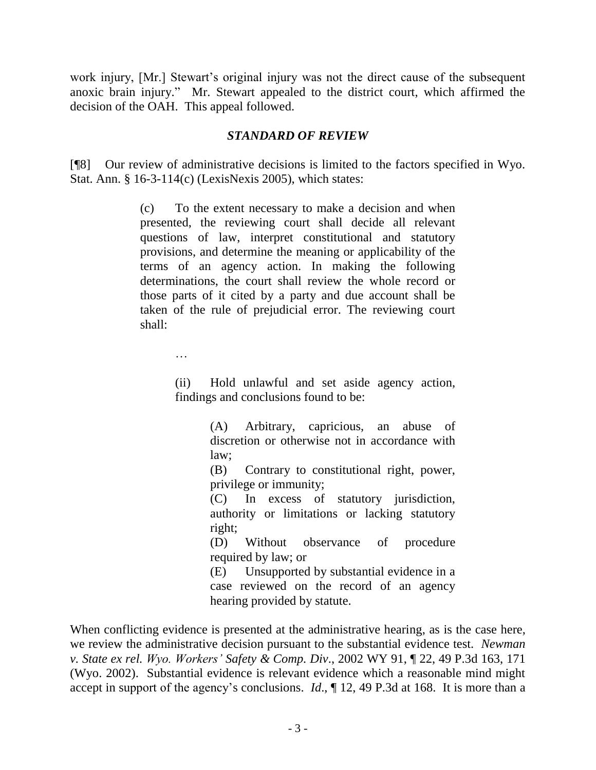work injury, [Mr.] Stewart's original injury was not the direct cause of the subsequent anoxic brain injury." Mr. Stewart appealed to the district court, which affirmed the decision of the OAH. This appeal followed.

### *STANDARD OF REVIEW*

[¶8] Our review of administrative decisions is limited to the factors specified in Wyo. Stat. Ann. § 16-3-114(c) (LexisNexis 2005), which states:

> (c) To the extent necessary to make a decision and when presented, the reviewing court shall decide all relevant questions of law, interpret constitutional and statutory provisions, and determine the meaning or applicability of the terms of an agency action. In making the following determinations, the court shall review the whole record or those parts of it cited by a party and due account shall be taken of the rule of prejudicial error. The reviewing court shall:
>
> …
>
> (ii) Hold unlawful and set aside agency action, findings and conclusions found to be:
>
> (A) Arbitrary, capricious, an abuse of discretion or otherwise not in accordance with law;
>
> (B) Contrary to constitutional right, power, privilege or immunity;
>
> (C) In excess of statutory jurisdiction, authority or limitations or lacking statutory right;
>
> (D) Without observance of procedure required by law; or
>
> (E) Unsupported by substantial evidence in a case reviewed on the record of an agency hearing provided by statute.

When conflicting evidence is presented at the administrative hearing, as is the case here, we review the administrative decision pursuant to the substantial evidence test. *Newman v. State ex rel. Wyo. Workers' Safety & Comp. Div*., 2002 WY 91, ¶ 22, 49 P.3d 163, 171 (Wyo. 2002). Substantial evidence is relevant evidence which a reasonable mind might accept in support of the agency's conclusions. *Id*., ¶ 12, 49 P.3d at 168. It is more than a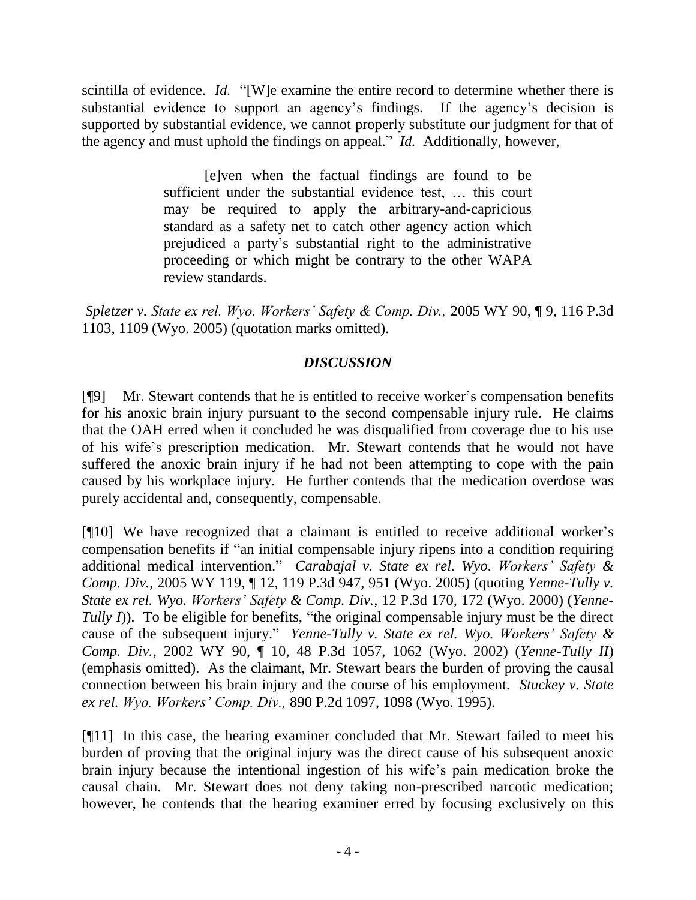scintilla of evidence. *Id.* "[W]e examine the entire record to determine whether there is substantial evidence to support an agency's findings. If the agency's decision is supported by substantial evidence, we cannot properly substitute our judgment for that of the agency and must uphold the findings on appeal." *Id.* Additionally, however,

> [e]ven when the factual findings are found to be sufficient under the substantial evidence test, … this court may be required to apply the arbitrary-and-capricious standard as a safety net to catch other agency action which prejudiced a party's substantial right to the administrative proceeding or which might be contrary to the other WAPA review standards.

*Spletzer v. State ex rel. Wyo. Workers' Safety & Comp. Div.,* 2005 WY 90, ¶ 9, 116 P.3d 1103, 1109 (Wyo. 2005) (quotation marks omitted).

## *DISCUSSION*

[¶9] Mr. Stewart contends that he is entitled to receive worker's compensation benefits for his anoxic brain injury pursuant to the second compensable injury rule. He claims that the OAH erred when it concluded he was disqualified from coverage due to his use of his wife's prescription medication. Mr. Stewart contends that he would not have suffered the anoxic brain injury if he had not been attempting to cope with the pain caused by his workplace injury. He further contends that the medication overdose was purely accidental and, consequently, compensable.

[¶10] We have recognized that a claimant is entitled to receive additional worker's compensation benefits if "an initial compensable injury ripens into a condition requiring additional medical intervention." *Carabajal v. State ex rel. Wyo. Workers' Safety & Comp. Div.,* 2005 WY 119, ¶ 12, 119 P.3d 947, 951 (Wyo. 2005) (quoting *Yenne-Tully v. State ex rel. Wyo. Workers' Safety & Comp. Div.,* 12 P.3d 170, 172 (Wyo. 2000) (*Yenne-Tully I*)). To be eligible for benefits, "the original compensable injury must be the direct cause of the subsequent injury." *Yenne-Tully v. State ex rel. Wyo. Workers' Safety & Comp. Div.,* 2002 WY 90, ¶ 10, 48 P.3d 1057, 1062 (Wyo. 2002) (*Yenne-Tully II*) (emphasis omitted). As the claimant, Mr. Stewart bears the burden of proving the causal connection between his brain injury and the course of his employment. *Stuckey v. State ex rel. Wyo. Workers' Comp. Div.,* 890 P.2d 1097, 1098 (Wyo. 1995).

[¶11] In this case, the hearing examiner concluded that Mr. Stewart failed to meet his burden of proving that the original injury was the direct cause of his subsequent anoxic brain injury because the intentional ingestion of his wife's pain medication broke the causal chain. Mr. Stewart does not deny taking non-prescribed narcotic medication; however, he contends that the hearing examiner erred by focusing exclusively on this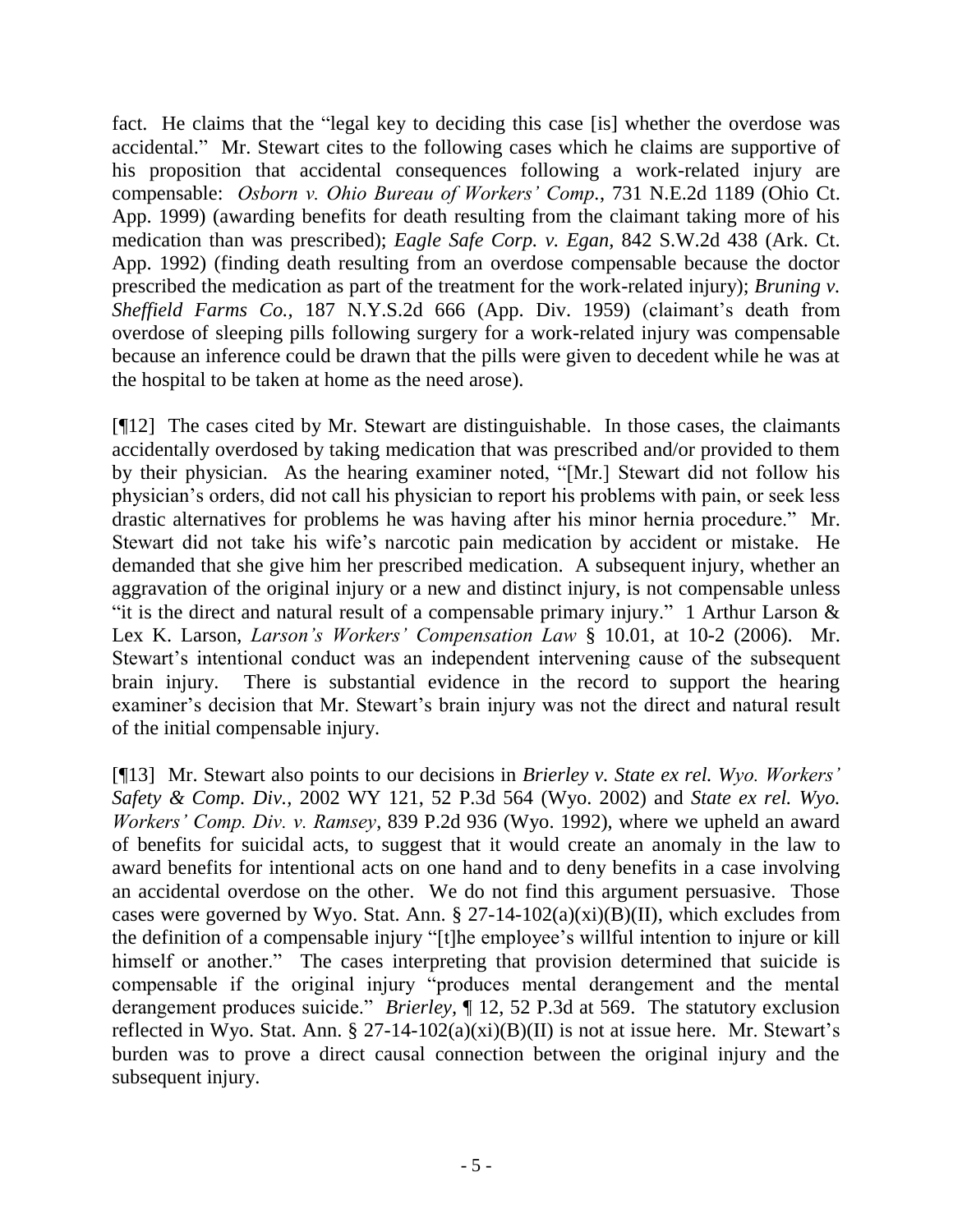fact. He claims that the "legal key to deciding this case [is] whether the overdose was accidental." Mr. Stewart cites to the following cases which he claims are supportive of his proposition that accidental consequences following a work-related injury are compensable: *Osborn v. Ohio Bureau of Workers' Comp.*, 731 N.E.2d 1189 (Ohio Ct. App. 1999) (awarding benefits for death resulting from the claimant taking more of his medication than was prescribed); *Eagle Safe Corp. v. Egan*, 842 S.W.2d 438 (Ark. Ct. App. 1992) (finding death resulting from an overdose compensable because the doctor prescribed the medication as part of the treatment for the work-related injury); *Bruning v. Sheffield Farms Co.*, 187 N.Y.S.2d 666 (App. Div. 1959) (claimant's death from overdose of sleeping pills following surgery for a work-related injury was compensable because an inference could be drawn that the pills were given to decedent while he was at the hospital to be taken at home as the need arose).

[¶12] The cases cited by Mr. Stewart are distinguishable. In those cases, the claimants accidentally overdosed by taking medication that was prescribed and/or provided to them by their physician. As the hearing examiner noted, "[Mr.] Stewart did not follow his physician's orders, did not call his physician to report his problems with pain, or seek less drastic alternatives for problems he was having after his minor hernia procedure." Mr. Stewart did not take his wife's narcotic pain medication by accident or mistake. He demanded that she give him her prescribed medication. A subsequent injury, whether an aggravation of the original injury or a new and distinct injury, is not compensable unless "it is the direct and natural result of a compensable primary injury." 1 Arthur Larson & Lex K. Larson, *Larson's Workers' Compensation Law* § 10.01, at 10-2 (2006). Mr. Stewart's intentional conduct was an independent intervening cause of the subsequent brain injury. There is substantial evidence in the record to support the hearing examiner's decision that Mr. Stewart's brain injury was not the direct and natural result of the initial compensable injury.

[¶13] Mr. Stewart also points to our decisions in *Brierley v. State ex rel. Wyo. Workers' Safety & Comp. Div.*, 2002 WY 121, 52 P.3d 564 (Wyo. 2002) and *State ex rel. Wyo. Workers' Comp. Div. v. Ramsey*, 839 P.2d 936 (Wyo. 1992), where we upheld an award of benefits for suicidal acts, to suggest that it would create an anomaly in the law to award benefits for intentional acts on one hand and to deny benefits in a case involving an accidental overdose on the other. We do not find this argument persuasive. Those cases were governed by Wyo. Stat. Ann. § 27-14-102(a)(xi)(B)(II), which excludes from the definition of a compensable injury "[t]he employee's willful intention to injure or kill himself or another." The cases interpreting that provision determined that suicide is compensable if the original injury "produces mental derangement and the mental derangement produces suicide." *Brierley*, ¶ 12, 52 P.3d at 569. The statutory exclusion reflected in Wyo. Stat. Ann. § 27-14-102(a)(xi)(B)(II) is not at issue here. Mr. Stewart's burden was to prove a direct causal connection between the original injury and the subsequent injury.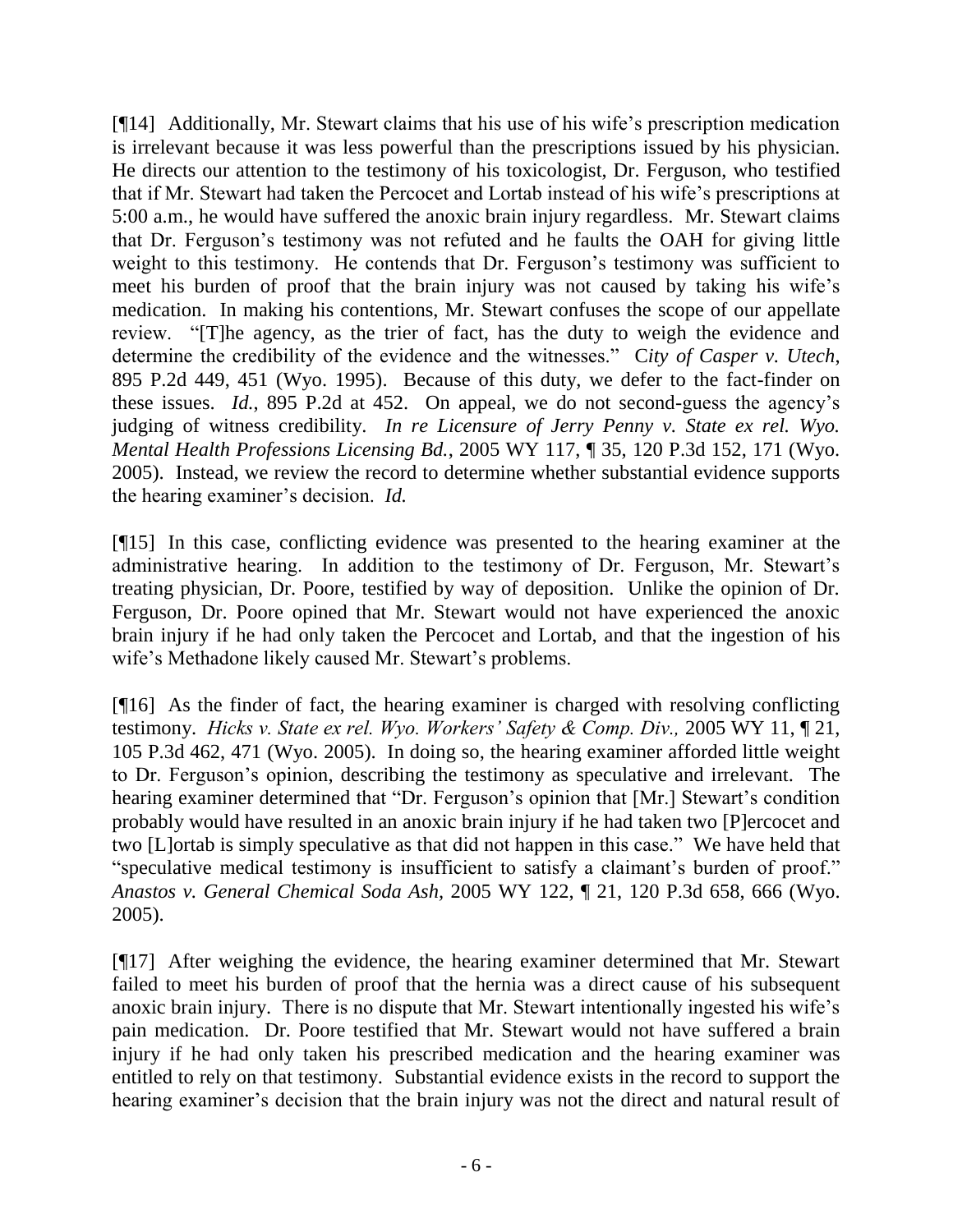[¶14] Additionally, Mr. Stewart claims that his use of his wife's prescription medication is irrelevant because it was less powerful than the prescriptions issued by his physician. He directs our attention to the testimony of his toxicologist, Dr. Ferguson, who testified that if Mr. Stewart had taken the Percocet and Lortab instead of his wife's prescriptions at 5:00 a.m., he would have suffered the anoxic brain injury regardless. Mr. Stewart claims that Dr. Ferguson's testimony was not refuted and he faults the OAH for giving little weight to this testimony. He contends that Dr. Ferguson's testimony was sufficient to meet his burden of proof that the brain injury was not caused by taking his wife's medication. In making his contentions, Mr. Stewart confuses the scope of our appellate review. "[T]he agency, as the trier of fact, has the duty to weigh the evidence and determine the credibility of the evidence and the witnesses." C*ity of Casper v. Utech*, 895 P.2d 449, 451 (Wyo. 1995). Because of this duty, we defer to the fact-finder on these issues. *Id.*, 895 P.2d at 452. On appeal, we do not second-guess the agency's judging of witness credibility. *In re Licensure of Jerry Penny v. State ex rel. Wyo. Mental Health Professions Licensing Bd.*, 2005 WY 117, ¶ 35, 120 P.3d 152, 171 (Wyo. 2005). Instead, we review the record to determine whether substantial evidence supports the hearing examiner's decision. *Id.*

[¶15] In this case, conflicting evidence was presented to the hearing examiner at the administrative hearing. In addition to the testimony of Dr. Ferguson, Mr. Stewart's treating physician, Dr. Poore, testified by way of deposition. Unlike the opinion of Dr. Ferguson, Dr. Poore opined that Mr. Stewart would not have experienced the anoxic brain injury if he had only taken the Percocet and Lortab, and that the ingestion of his wife's Methadone likely caused Mr. Stewart's problems.

[¶16] As the finder of fact, the hearing examiner is charged with resolving conflicting testimony. *Hicks v. State ex rel. Wyo. Workers' Safety & Comp. Div.,* 2005 WY 11, ¶ 21, 105 P.3d 462, 471 (Wyo. 2005). In doing so, the hearing examiner afforded little weight to Dr. Ferguson's opinion, describing the testimony as speculative and irrelevant. The hearing examiner determined that "Dr. Ferguson's opinion that [Mr.] Stewart's condition probably would have resulted in an anoxic brain injury if he had taken two [P]ercocet and two [L]ortab is simply speculative as that did not happen in this case." We have held that "speculative medical testimony is insufficient to satisfy a claimant's burden of proof." *Anastos v. General Chemical Soda Ash,* 2005 WY 122, ¶ 21, 120 P.3d 658, 666 (Wyo. 2005).

[¶17] After weighing the evidence, the hearing examiner determined that Mr. Stewart failed to meet his burden of proof that the hernia was a direct cause of his subsequent anoxic brain injury. There is no dispute that Mr. Stewart intentionally ingested his wife's pain medication. Dr. Poore testified that Mr. Stewart would not have suffered a brain injury if he had only taken his prescribed medication and the hearing examiner was entitled to rely on that testimony. Substantial evidence exists in the record to support the hearing examiner's decision that the brain injury was not the direct and natural result of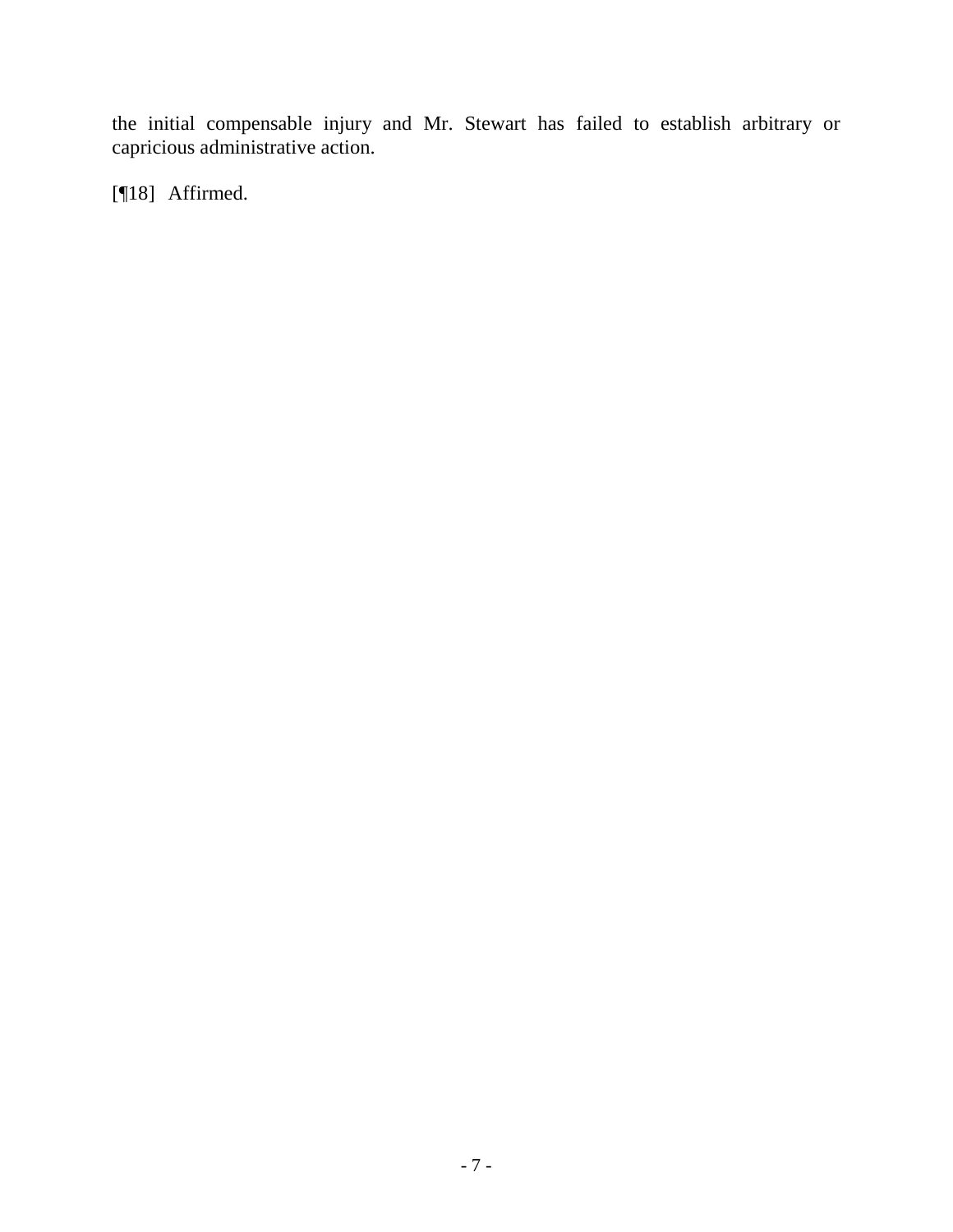the initial compensable injury and Mr. Stewart has failed to establish arbitrary or capricious administrative action.

[¶18] Affirmed.